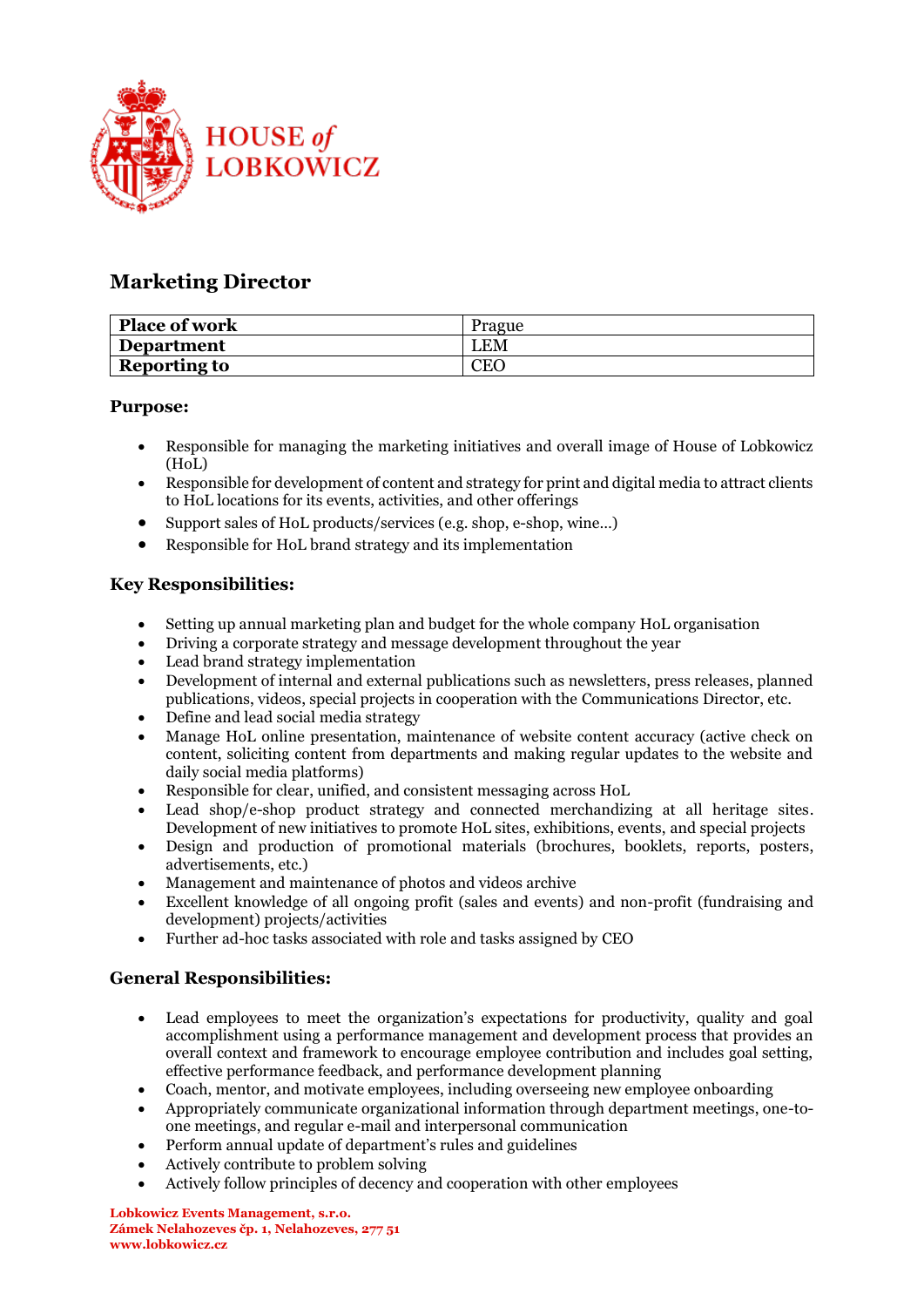HOUSE of LOBKOWICZ

## Marketing Director

| **Place of work** | Prague |
|---|---|
| **Department** | LEM |
| **Reporting to** | CEO |

### Purpose:

- Responsible for managing the marketing initiatives and overall image of House of Lobkowicz (HoL)
- Responsible for development of content and strategy for print and digital media to attract clients to HoL locations for its events, activities, and other offerings
- Support sales of HoL products/services (e.g. shop, e-shop, wine…)
- Responsible for HoL brand strategy and its implementation

### Key Responsibilities:

- Setting up annual marketing plan and budget for the whole company HoL organisation
- Driving a corporate strategy and message development throughout the year
- Lead brand strategy implementation
- Development of internal and external publications such as newsletters, press releases, planned publications, videos, special projects in cooperation with the Communications Director, etc.
- Define and lead social media strategy
- Manage HoL online presentation, maintenance of website content accuracy (active check on content, soliciting content from departments and making regular updates to the website and daily social media platforms)
- Responsible for clear, unified, and consistent messaging across HoL
- Lead shop/e-shop product strategy and connected merchandizing at all heritage sites. Development of new initiatives to promote HoL sites, exhibitions, events, and special projects
- Design and production of promotional materials (brochures, booklets, reports, posters, advertisements, etc.)
- Management and maintenance of photos and videos archive
- Excellent knowledge of all ongoing profit (sales and events) and non-profit (fundraising and development) projects/activities
- Further ad-hoc tasks associated with role and tasks assigned by CEO

### General Responsibilities:

- Lead employees to meet the organization's expectations for productivity, quality and goal accomplishment using a performance management and development process that provides an overall context and framework to encourage employee contribution and includes goal setting, effective performance feedback, and performance development planning
- Coach, mentor, and motivate employees, including overseeing new employee onboarding
- Appropriately communicate organizational information through department meetings, one-to-one meetings, and regular e-mail and interpersonal communication
- Perform annual update of department's rules and guidelines
- Actively contribute to problem solving
- Actively follow principles of decency and cooperation with other employees

**Lobkowicz Events Management, s.r.o.**
**Zámek Nelahozeves čp. 1, Nelahozeves, 277 51**
**www.lobkowicz.cz**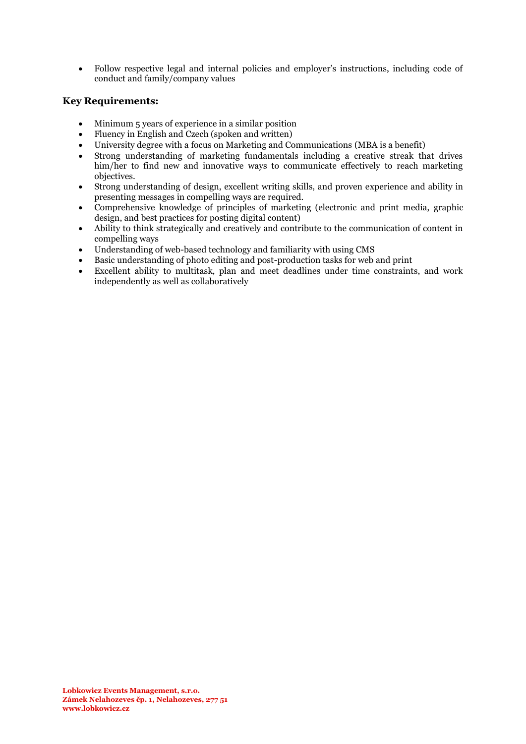- Follow respective legal and internal policies and employer's instructions, including code of conduct and family/company values

### Key Requirements:

- Minimum 5 years of experience in a similar position
- Fluency in English and Czech (spoken and written)
- University degree with a focus on Marketing and Communications (MBA is a benefit)
- Strong understanding of marketing fundamentals including a creative streak that drives him/her to find new and innovative ways to communicate effectively to reach marketing objectives.
- Strong understanding of design, excellent writing skills, and proven experience and ability in presenting messages in compelling ways are required.
- Comprehensive knowledge of principles of marketing (electronic and print media, graphic design, and best practices for posting digital content)
- Ability to think strategically and creatively and contribute to the communication of content in compelling ways
- Understanding of web-based technology and familiarity with using CMS
- Basic understanding of photo editing and post-production tasks for web and print
- Excellent ability to multitask, plan and meet deadlines under time constraints, and work independently as well as collaboratively

**Lobkowicz Events Management, s.r.o.**
**Zámek Nelahozeves čp. 1, Nelahozeves, 277 51**
**www.lobkowicz.cz**